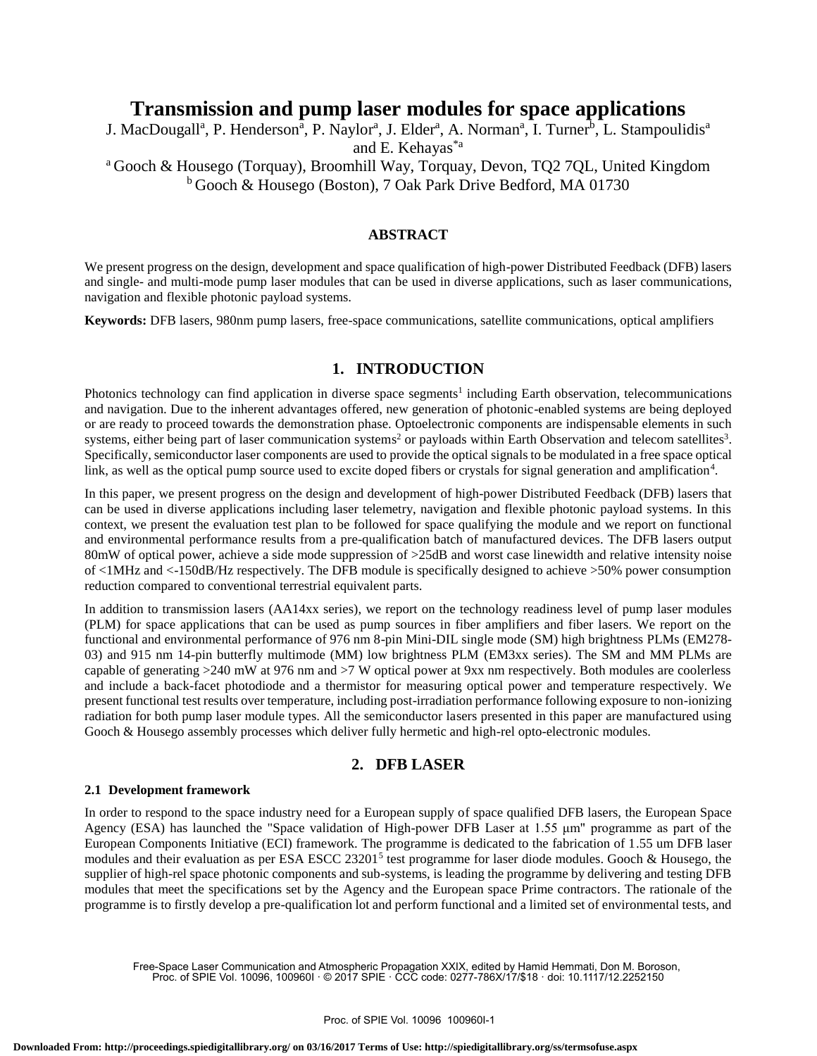# Transmission and pump laser modules for space applications

J. MacDougall[a], P. Henderson[a], P. Naylor[a], J. Elder[a], A. Norman[a], I. Turner[b], L. Stampoulidis[a] and E. Kehayas[*a]

[a] Gooch & Housego (Torquay), Broomhill Way, Torquay, Devon, TQ2 7QL, United Kingdom

[b] Gooch & Housego (Boston), 7 Oak Park Drive Bedford, MA 01730

## ABSTRACT

We present progress on the design, development and space qualification of high-power Distributed Feedback (DFB) lasers and single- and multi-mode pump laser modules that can be used in diverse applications, such as laser communications, navigation and flexible photonic payload systems.

**Keywords:** DFB lasers, 980nm pump lasers, free-space communications, satellite communications, optical amplifiers

## 1. INTRODUCTION

Photonics technology can find application in diverse space segments[1] including Earth observation, telecommunications and navigation. Due to the inherent advantages offered, new generation of photonic-enabled systems are being deployed or are ready to proceed towards the demonstration phase. Optoelectronic components are indispensable elements in such systems, either being part of laser communication systems[2] or payloads within Earth Observation and telecom satellites[3]. Specifically, semiconductor laser components are used to provide the optical signals to be modulated in a free space optical link, as well as the optical pump source used to excite doped fibers or crystals for signal generation and amplification[4].

In this paper, we present progress on the design and development of high-power Distributed Feedback (DFB) lasers that can be used in diverse applications including laser telemetry, navigation and flexible photonic payload systems. In this context, we present the evaluation test plan to be followed for space qualifying the module and we report on functional and environmental performance results from a pre-qualification batch of manufactured devices. The DFB lasers output 80mW of optical power, achieve a side mode suppression of >25dB and worst case linewidth and relative intensity noise of <1MHz and <-150dB/Hz respectively. The DFB module is specifically designed to achieve >50% power consumption reduction compared to conventional terrestrial equivalent parts.

In addition to transmission lasers (AA14xx series), we report on the technology readiness level of pump laser modules (PLM) for space applications that can be used as pump sources in fiber amplifiers and fiber lasers. We report on the functional and environmental performance of 976 nm 8-pin Mini-DIL single mode (SM) high brightness PLMs (EM278-03) and 915 nm 14-pin butterfly multimode (MM) low brightness PLM (EM3xx series). The SM and MM PLMs are capable of generating >240 mW at 976 nm and >7 W optical power at 9xx nm respectively. Both modules are coolerless and include a back-facet photodiode and a thermistor for measuring optical power and temperature respectively. We present functional test results over temperature, including post-irradiation performance following exposure to non-ionizing radiation for both pump laser module types. All the semiconductor lasers presented in this paper are manufactured using Gooch & Housego assembly processes which deliver fully hermetic and high-rel opto-electronic modules.

## 2. DFB LASER

### 2.1 Development framework

In order to respond to the space industry need for a European supply of space qualified DFB lasers, the European Space Agency (ESA) has launched the "Space validation of High-power DFB Laser at 1.55 μm" programme as part of the European Components Initiative (ECI) framework. The programme is dedicated to the fabrication of 1.55 um DFB laser modules and their evaluation as per ESA ESCC 23201[5] test programme for laser diode modules. Gooch & Housego, the supplier of high-rel space photonic components and sub-systems, is leading the programme by delivering and testing DFB modules that meet the specifications set by the Agency and the European space Prime contractors. The rationale of the programme is to firstly develop a pre-qualification lot and perform functional and a limited set of environmental tests, and

Free-Space Laser Communication and Atmospheric Propagation XXIX, edited by Hamid Hemmati, Don M. Boroson, Proc. of SPIE Vol. 10096, 100960I · © 2017 SPIE · CCC code: 0277-786X/17/$18 · doi: 10.1117/12.2252150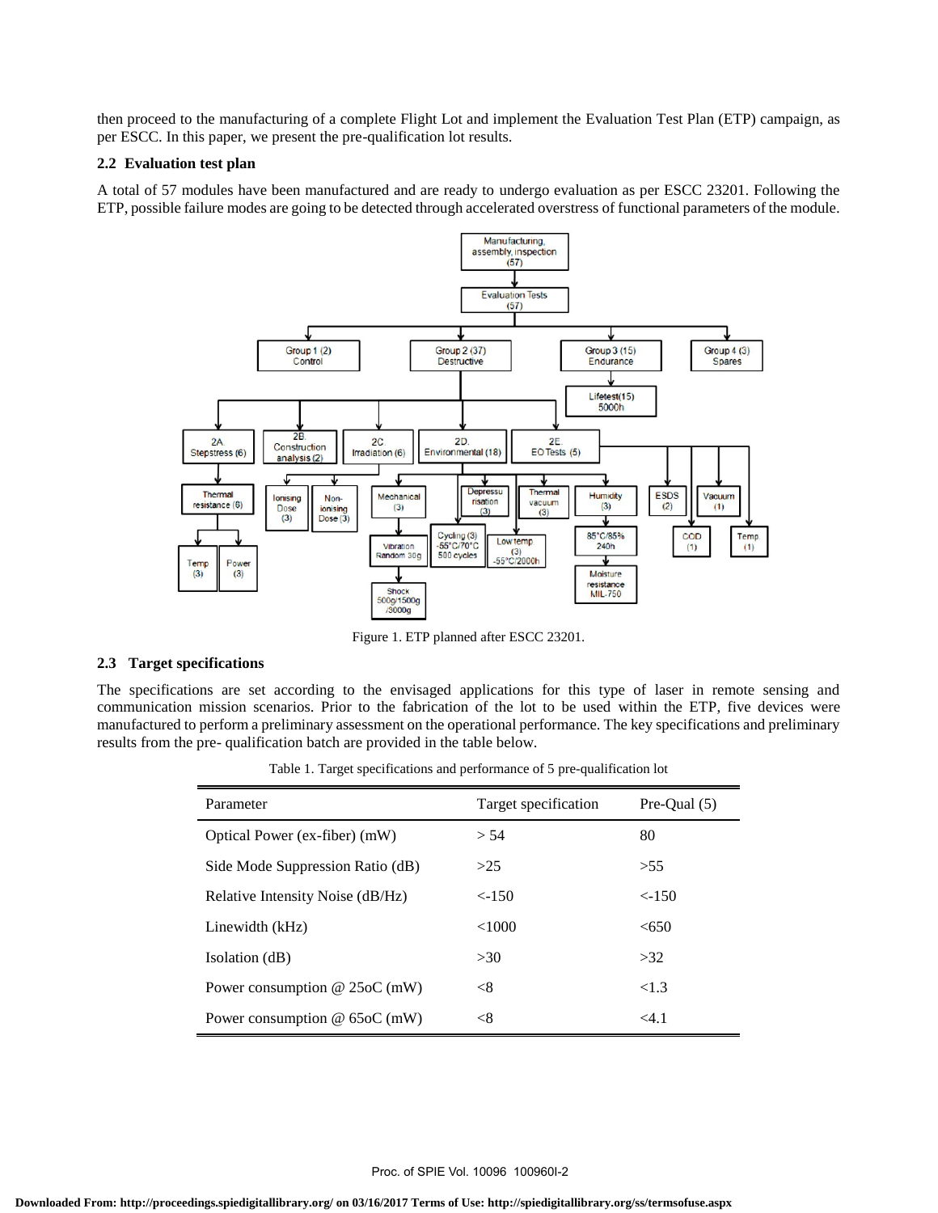then proceed to the manufacturing of a complete Flight Lot and implement the Evaluation Test Plan (ETP) campaign, as per ESCC. In this paper, we present the pre-qualification lot results.

### 2.2 Evaluation test plan

A total of 57 modules have been manufactured and are ready to undergo evaluation as per ESCC 23201. Following the ETP, possible failure modes are going to be detected through accelerated overstress of functional parameters of the module.

Figure 1. ETP planned after ESCC 23201.

### 2.3 Target specifications

The specifications are set according to the envisaged applications for this type of laser in remote sensing and communication mission scenarios. Prior to the fabrication of the lot to be used within the ETP, five devices were manufactured to perform a preliminary assessment on the operational performance. The key specifications and preliminary results from the pre- qualification batch are provided in the table below.

Table 1. Target specifications and performance of 5 pre-qualification lot

| Parameter | Target specification | Pre-Qual (5) |
|---|---|---|
| Optical Power (ex-fiber) (mW) | > 54 | 80 |
| Side Mode Suppression Ratio (dB) | >25 | >55 |
| Relative Intensity Noise (dB/Hz) | <-150 | <-150 |
| Linewidth (kHz) | <1000 | <650 |
| Isolation (dB) | >30 | >32 |
| Power consumption @ 25oC (mW) | <8 | <1.3 |
| Power consumption @ 65oC (mW) | <8 | <4.1 |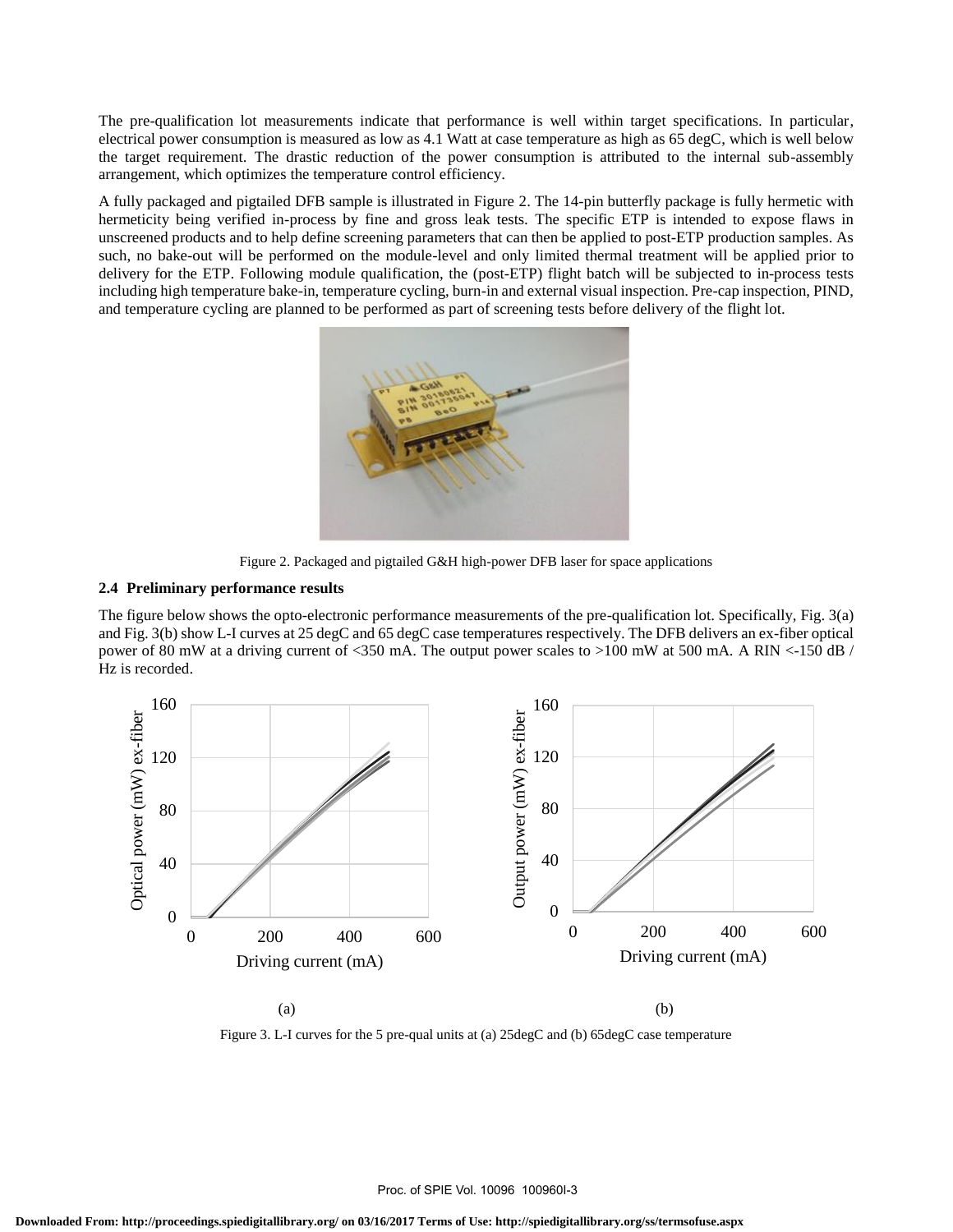The pre-qualification lot measurements indicate that performance is well within target specifications. In particular, electrical power consumption is measured as low as 4.1 Watt at case temperature as high as 65 degC, which is well below the target requirement. The drastic reduction of the power consumption is attributed to the internal sub-assembly arrangement, which optimizes the temperature control efficiency.

A fully packaged and pigtailed DFB sample is illustrated in Figure 2. The 14-pin butterfly package is fully hermetic with hermeticity being verified in-process by fine and gross leak tests. The specific ETP is intended to expose flaws in unscreened products and to help define screening parameters that can then be applied to post-ETP production samples. As such, no bake-out will be performed on the module-level and only limited thermal treatment will be applied prior to delivery for the ETP. Following module qualification, the (post-ETP) flight batch will be subjected to in-process tests including high temperature bake-in, temperature cycling, burn-in and external visual inspection. Pre-cap inspection, PIND, and temperature cycling are planned to be performed as part of screening tests before delivery of the flight lot.

Figure 2. Packaged and pigtailed G&H high-power DFB laser for space applications

### 2.4 Preliminary performance results

The figure below shows the opto-electronic performance measurements of the pre-qualification lot. Specifically, Fig. 3(a) and Fig. 3(b) show L-I curves at 25 degC and 65 degC case temperatures respectively. The DFB delivers an ex-fiber optical power of 80 mW at a driving current of <350 mA. The output power scales to >100 mW at 500 mA. A RIN <-150 dB / Hz is recorded.

(a) (b)

Figure 3. L-I curves for the 5 pre-qual units at (a) 25degC and (b) 65degC case temperature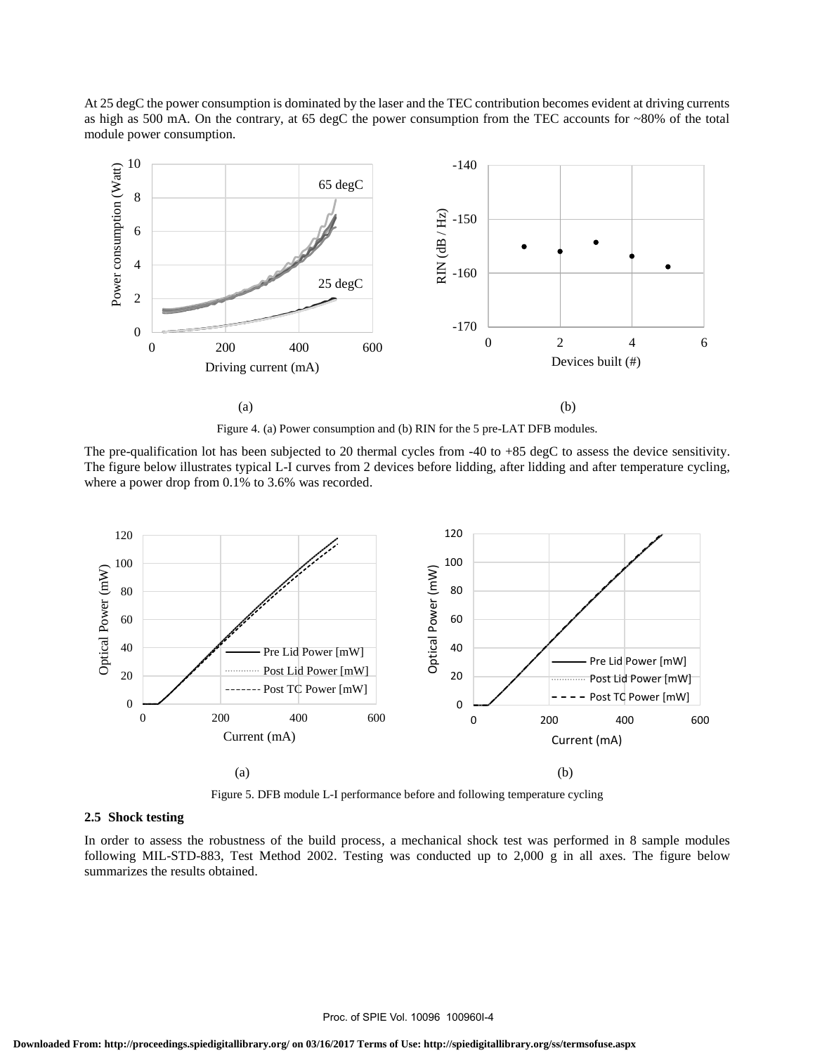At 25 degC the power consumption is dominated by the laser and the TEC contribution becomes evident at driving currents as high as 500 mA. On the contrary, at 65 degC the power consumption from the TEC accounts for ~80% of the total module power consumption.

(a) (b)

Figure 4. (a) Power consumption and (b) RIN for the 5 pre-LAT DFB modules.

The pre-qualification lot has been subjected to 20 thermal cycles from -40 to +85 degC to assess the device sensitivity. The figure below illustrates typical L-I curves from 2 devices before lidding, after lidding and after temperature cycling, where a power drop from 0.1% to 3.6% was recorded.

(a) (b)

Figure 5. DFB module L-I performance before and following temperature cycling

### 2.5 Shock testing

In order to assess the robustness of the build process, a mechanical shock test was performed in 8 sample modules following MIL-STD-883, Test Method 2002. Testing was conducted up to 2,000 g in all axes. The figure below summarizes the results obtained.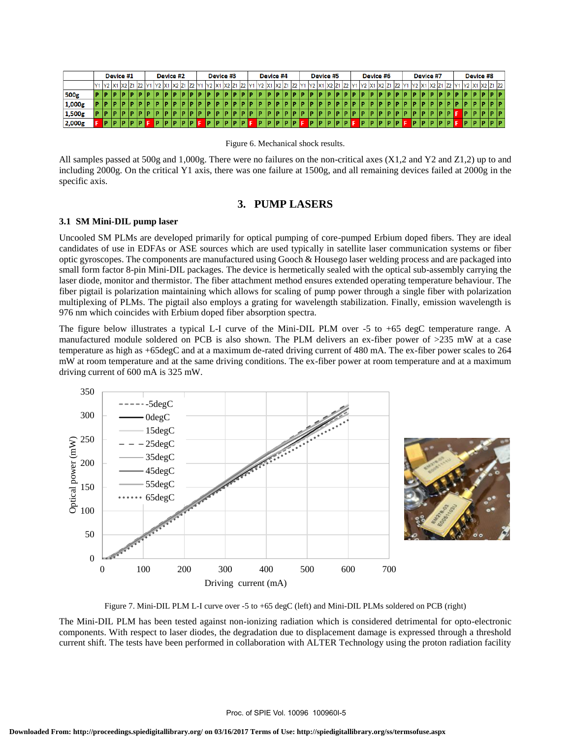| | Device #1 | | | | | | Device #2 | | | | | | Device #3 | | | | | | Device #4 | | | | | | Device #5 | | | | | | Device #6 | | | | | | Device #7 | | | | | | Device #8 | | | | | |
|---|---|---|---|---|---|---|---|---|---|---|---|---|---|---|---|---|---|---|---|---|---|---|---|---|---|---|---|---|---|---|---|---|---|---|---|---|---|---|---|---|---|---|---|---|---|---|---|---|
| | Y1 | Y2 | X1 | X2 | Z1 | Z2 | Y1 | Y2 | X1 | X2 | Z1 | Z2 | Y1 | Y2 | X1 | X2 | Z1 | Z2 | Y1 | Y2 | X1 | X2 | Z1 | Z2 | Y1 | Y2 | X1 | X2 | Z1 | Z2 | Y1 | Y2 | X1 | X2 | Z1 | Z2 | Y1 | Y2 | X1 | X2 | Z1 | Z2 | Y1 | Y2 | X1 | X2 | Z1 | Z2 |
| 500g | P | P | P | P | P | P | P | P | P | P | P | P | P | P | P | P | P | P | P | P | P | P | P | P | P | P | P | P | P | P | P | P | P | P | P | P | P | P | P | P | P | P | P | P | P | P | P | P |
| 1,000g | P | P | P | P | P | P | P | P | P | P | P | P | P | P | P | P | P | P | P | P | P | P | P | P | P | P | P | P | P | P | P | P | P | P | P | P | P | P | P | P | P | P | P | P | P | P | P | P |
| 1,500g | P | P | P | P | P | P | P | P | P | P | P | P | P | P | P | P | P | P | P | P | P | P | P | P | P | P | P | P | P | P | P | P | P | P | P | P | P | P | P | P | P | P | F | P | P | P | P | P |
| 2,000g | F | P | P | P | P | P | F | P | P | P | P | P | F | P | P | P | P | P | F | P | P | P | P | P | F | P | P | P | P | P | F | P | P | P | P | P | F | P | P | P | P | P | F | P | P | P | P | P |

Figure 6. Mechanical shock results.

All samples passed at 500g and 1,000g. There were no failures on the non-critical axes (X1,2 and Y2 and Z1,2) up to and including 2000g. On the critical Y1 axis, there was one failure at 1500g, and all remaining devices failed at 2000g in the specific axis.

## 3. PUMP LASERS

### 3.1 SM Mini-DIL pump laser

Uncooled SM PLMs are developed primarily for optical pumping of core-pumped Erbium doped fibers. They are ideal candidates of use in EDFAs or ASE sources which are used typically in satellite laser communication systems or fiber optic gyroscopes. The components are manufactured using Gooch & Housego laser welding process and are packaged into small form factor 8-pin Mini-DIL packages. The device is hermetically sealed with the optical sub-assembly carrying the laser diode, monitor and thermistor. The fiber attachment method ensures extended operating temperature behaviour. The fiber pigtail is polarization maintaining which allows for scaling of pump power through a single fiber with polarization multiplexing of PLMs. The pigtail also employs a grating for wavelength stabilization. Finally, emission wavelength is 976 nm which coincides with Erbium doped fiber absorption spectra.

The figure below illustrates a typical L-I curve of the Mini-DIL PLM over -5 to +65 degC temperature range. A manufactured module soldered on PCB is also shown. The PLM delivers an ex-fiber power of >235 mW at a case temperature as high as +65degC and at a maximum de-rated driving current of 480 mA. The ex-fiber power scales to 264 mW at room temperature and at the same driving conditions. The ex-fiber power at room temperature and at a maximum driving current of 600 mA is 325 mW.

Figure 7. Mini-DIL PLM L-I curve over -5 to +65 degC (left) and Mini-DIL PLMs soldered on PCB (right)

The Mini-DIL PLM has been tested against non-ionizing radiation which is considered detrimental for opto-electronic components. With respect to laser diodes, the degradation due to displacement damage is expressed through a threshold current shift. The tests have been performed in collaboration with ALTER Technology using the proton radiation facility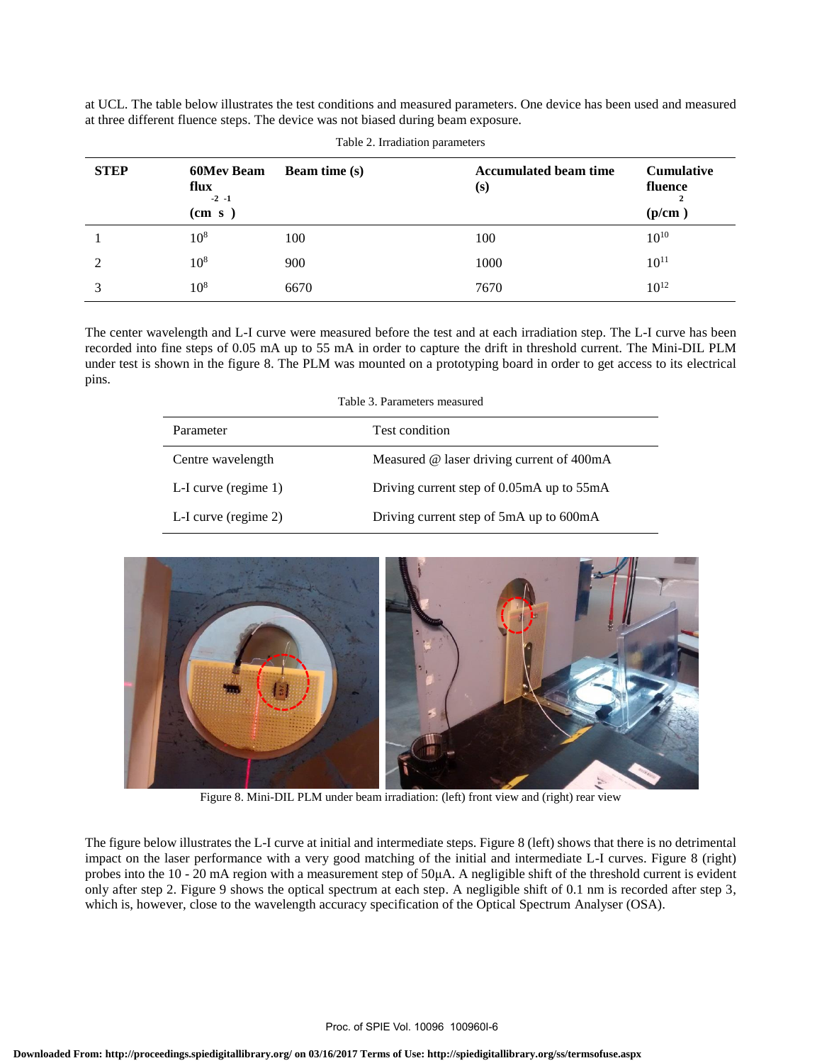at UCL. The table below illustrates the test conditions and measured parameters. One device has been used and measured at three different fluence steps. The device was not biased during beam exposure.

Table 2. Irradiation parameters

| **STEP** | **60Mev Beam flux ($cm^{-2}$ $s^{-1}$)** | **Beam time (s)** | **Accumulated beam time (s)** | **Cumulative fluence ($p/cm^2$)** |
|---|---|---|---|---|
| 1 | $10^8$ | 100 | 100 | $10^{10}$ |
| 2 | $10^8$ | 900 | 1000 | $10^{11}$ |
| 3 | $10^8$ | 6670 | 7670 | $10^{12}$ |

The center wavelength and L-I curve were measured before the test and at each irradiation step. The L-I curve has been recorded into fine steps of 0.05 mA up to 55 mA in order to capture the drift in threshold current. The Mini-DIL PLM under test is shown in the figure 8. The PLM was mounted on a prototyping board in order to get access to its electrical pins.

Table 3. Parameters measured

| Parameter | Test condition |
|---|---|
| Centre wavelength | Measured @ laser driving current of 400mA |
| L-I curve (regime 1) | Driving current step of 0.05mA up to 55mA |
| L-I curve (regime 2) | Driving current step of 5mA up to 600mA |

Figure 8. Mini-DIL PLM under beam irradiation: (left) front view and (right) rear view

The figure below illustrates the L-I curve at initial and intermediate steps. Figure 8 (left) shows that there is no detrimental impact on the laser performance with a very good matching of the initial and intermediate L-I curves. Figure 8 (right) probes into the 10 - 20 mA region with a measurement step of 50μA. A negligible shift of the threshold current is evident only after step 2. Figure 9 shows the optical spectrum at each step. A negligible shift of 0.1 nm is recorded after step 3, which is, however, close to the wavelength accuracy specification of the Optical Spectrum Analyser (OSA).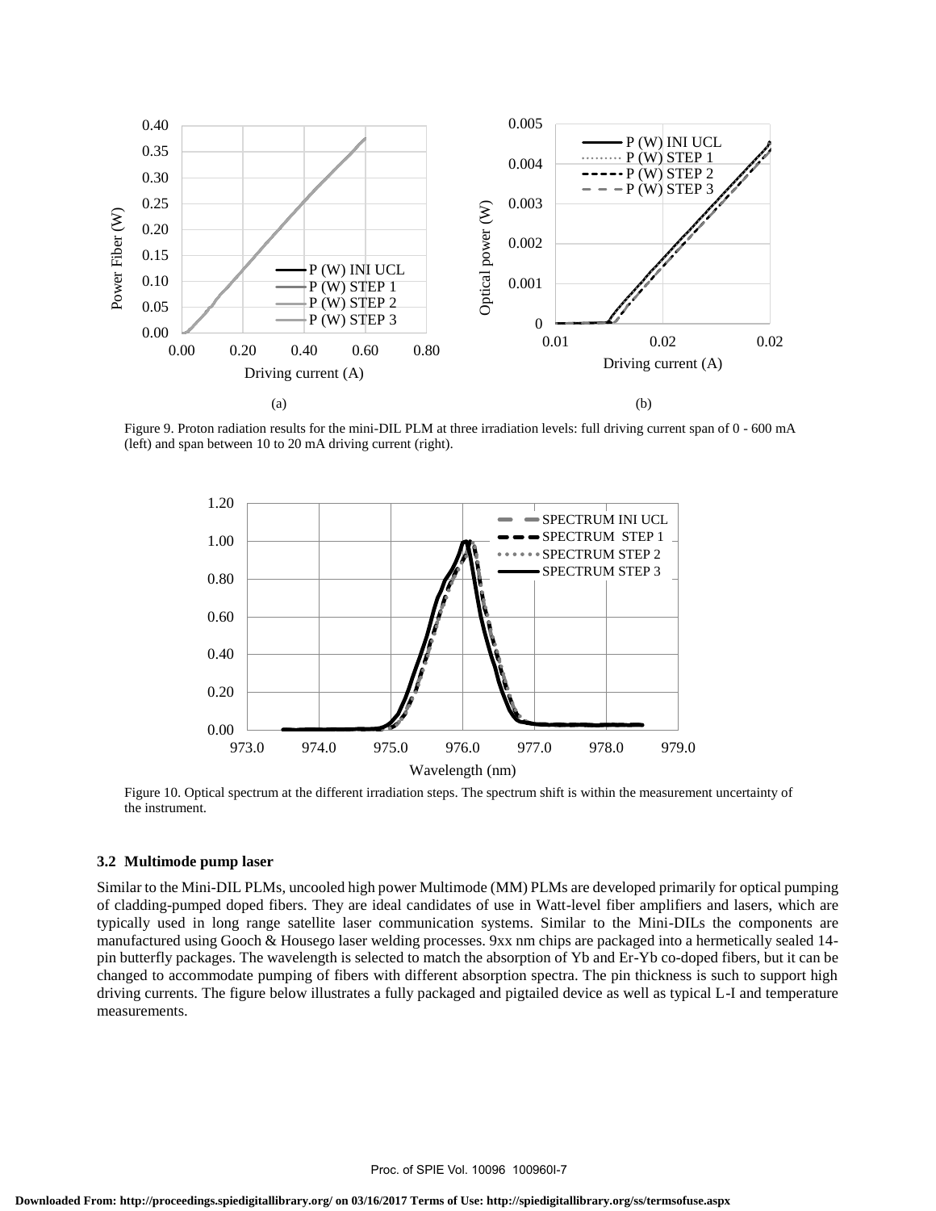Figure 9. Proton radiation results for the mini-DIL PLM at three irradiation levels: full driving current span of 0 - 600 mA (left) and span between 10 to 20 mA driving current (right).

Figure 10. Optical spectrum at the different irradiation steps. The spectrum shift is within the measurement uncertainty of the instrument.

### 3.2 Multimode pump laser

Similar to the Mini-DIL PLMs, uncooled high power Multimode (MM) PLMs are developed primarily for optical pumping of cladding-pumped doped fibers. They are ideal candidates of use in Watt-level fiber amplifiers and lasers, which are typically used in long range satellite laser communication systems. Similar to the Mini-DILs the components are manufactured using Gooch & Housego laser welding processes. 9xx nm chips are packaged into a hermetically sealed 14-pin butterfly packages. The wavelength is selected to match the absorption of Yb and Er-Yb co-doped fibers, but it can be changed to accommodate pumping of fibers with different absorption spectra. The pin thickness is such to support high driving currents. The figure below illustrates a fully packaged and pigtailed device as well as typical L-I and temperature measurements.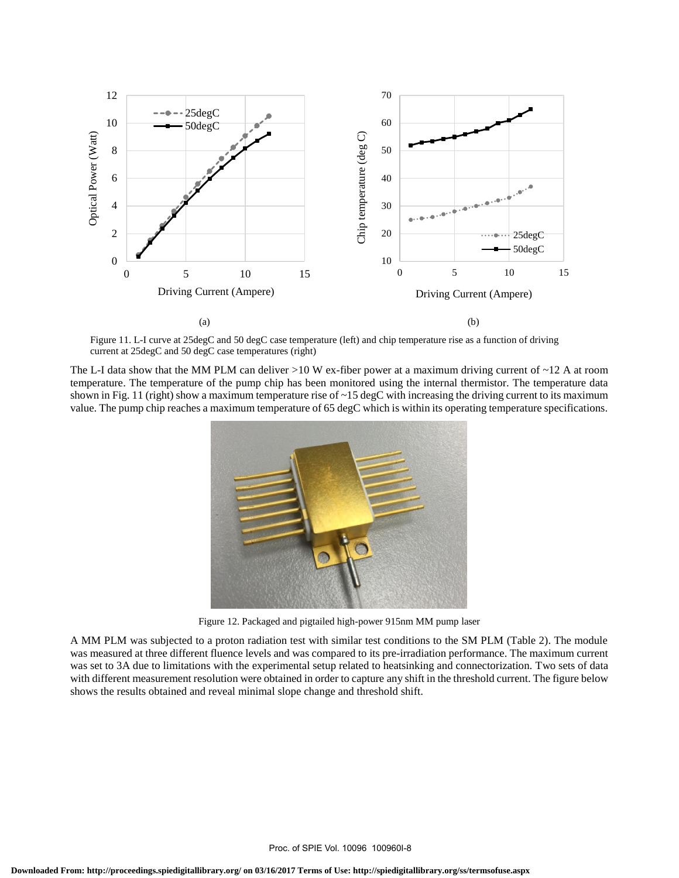Figure 11. L-I curve at 25degC and 50 degC case temperature (left) and chip temperature rise as a function of driving current at 25degC and 50 degC case temperatures (right)

The L-I data show that the MM PLM can deliver >10 W ex-fiber power at a maximum driving current of ~12 A at room temperature. The temperature of the pump chip has been monitored using the internal thermistor. The temperature data shown in Fig. 11 (right) show a maximum temperature rise of ~15 degC with increasing the driving current to its maximum value. The pump chip reaches a maximum temperature of 65 degC which is within its operating temperature specifications.

Figure 12. Packaged and pigtailed high-power 915nm MM pump laser

A MM PLM was subjected to a proton radiation test with similar test conditions to the SM PLM (Table 2). The module was measured at three different fluence levels and was compared to its pre-irradiation performance. The maximum current was set to 3A due to limitations with the experimental setup related to heatsinking and connectorization. Two sets of data with different measurement resolution were obtained in order to capture any shift in the threshold current. The figure below shows the results obtained and reveal minimal slope change and threshold shift.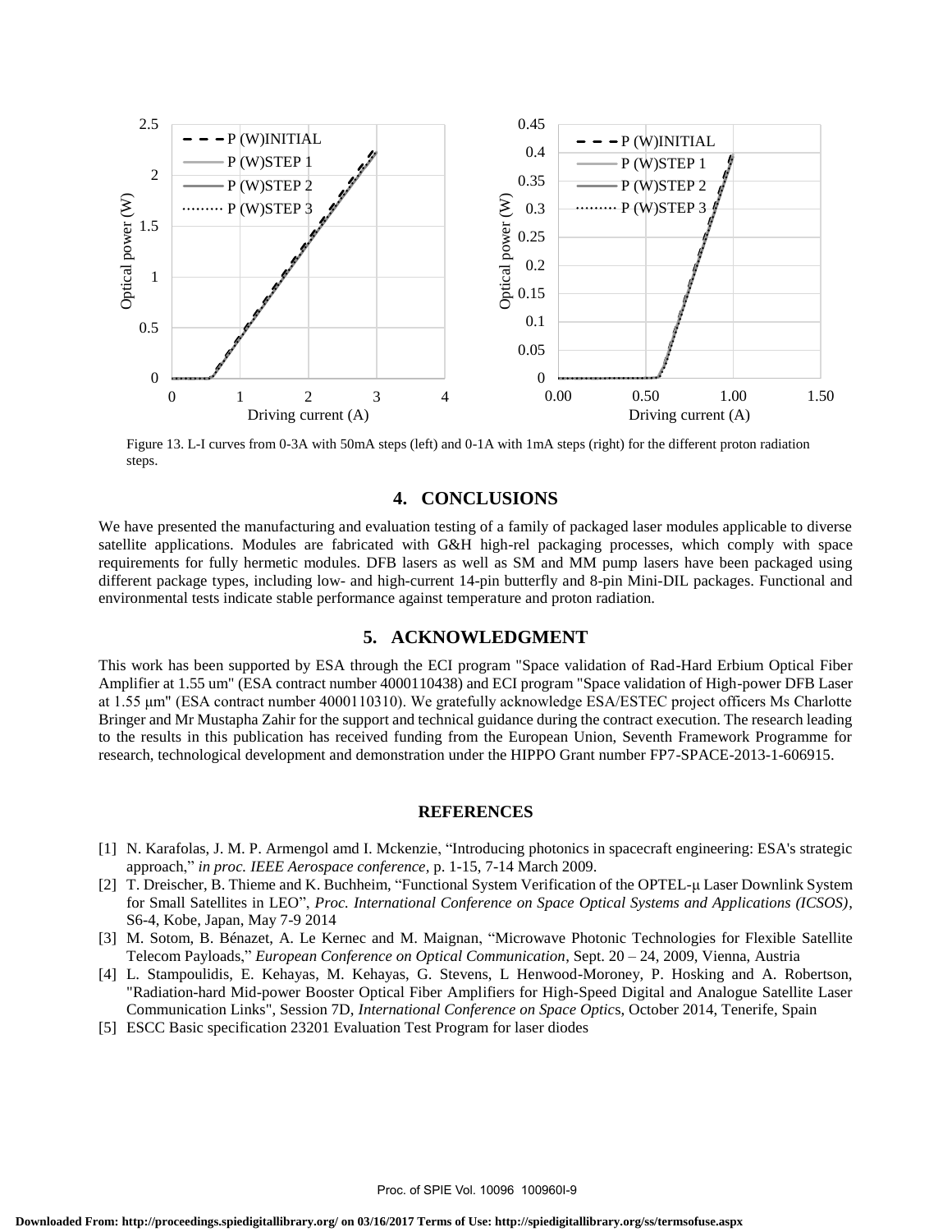2.5
2
1.5
1
0.5
0
0 1 2 3 4
Optical power (W)
Driving current (A)
P (W)INITIAL
P (W)STEP 1
P (W)STEP 2
P (W)STEP 3

0.45
0.4
0.35
0.3
0.25
0.2
0.15
0.1
0.05
0
0.00 0.50 1.00 1.50
Optical power (W)
Driving current (A)
P (W)INITIAL
P (W)STEP 1
P (W)STEP 2
P (W)STEP 3

Figure 13. L-I curves from 0-3A with 50mA steps (left) and 0-1A with 1mA steps (right) for the different proton radiation steps.

## 4. CONCLUSIONS

We have presented the manufacturing and evaluation testing of a family of packaged laser modules applicable to diverse satellite applications. Modules are fabricated with G&H high-rel packaging processes, which comply with space requirements for fully hermetic modules. DFB lasers as well as SM and MM pump lasers have been packaged using different package types, including low- and high-current 14-pin butterfly and 8-pin Mini-DIL packages. Functional and environmental tests indicate stable performance against temperature and proton radiation.

## 5. ACKNOWLEDGMENT

This work has been supported by ESA through the ECI program "Space validation of Rad-Hard Erbium Optical Fiber Amplifier at 1.55 um" (ESA contract number 4000110438) and ECI program "Space validation of High-power DFB Laser at 1.55 μm" (ESA contract number 4000110310). We gratefully acknowledge ESA/ESTEC project officers Ms Charlotte Bringer and Mr Mustapha Zahir for the support and technical guidance during the contract execution. The research leading to the results in this publication has received funding from the European Union, Seventh Framework Programme for research, technological development and demonstration under the HIPPO Grant number FP7-SPACE-2013-1-606915.

## REFERENCES

[1] N. Karafolas, J. M. P. Armengol amd I. Mckenzie, "Introducing photonics in spacecraft engineering: ESA's strategic approach," *in proc. IEEE Aerospace conference*, p. 1-15, 7-14 March 2009.

[2] T. Dreischer, B. Thieme and K. Buchheim, "Functional System Verification of the OPTEL-μ Laser Downlink System for Small Satellites in LEO", *Proc. International Conference on Space Optical Systems and Applications (ICSOS)*, S6-4, Kobe, Japan, May 7-9 2014

[3] M. Sotom, B. Bénazet, A. Le Kernec and M. Maignan, "Microwave Photonic Technologies for Flexible Satellite Telecom Payloads," *European Conference on Optical Communication*, Sept. 20 – 24, 2009, Vienna, Austria

[4] L. Stampoulidis, E. Kehayas, M. Kehayas, G. Stevens, L Henwood-Moroney, P. Hosking and A. Robertson, "Radiation-hard Mid-power Booster Optical Fiber Amplifiers for High-Speed Digital and Analogue Satellite Laser Communication Links", Session 7D, *International Conference on Space Optic*s, October 2014, Tenerife, Spain

[5] ESCC Basic specification 23201 Evaluation Test Program for laser diodes